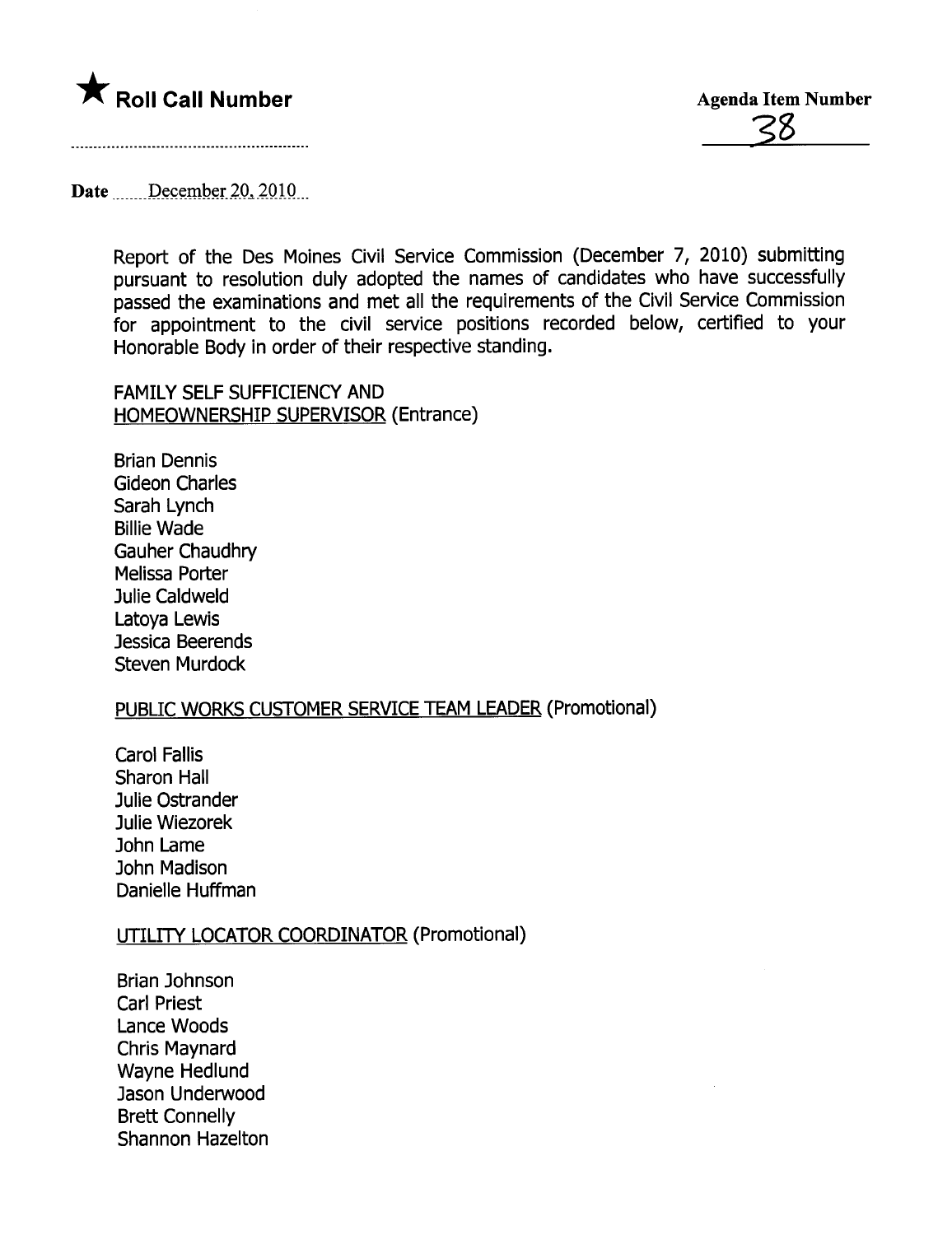★ **Roll Call Number**

**Agenda Item Number**

38

**Date** December 20, 2010

Report of the Des Moines Civil Service Commission (December 7, 2010) submitting pursuant to resolution duly adopted the names of candidates who have successfully passed the examinations and met all the requirements of the Civil Service Commission for appointment to the civil service positions recorded below, certified to your Honorable Body in order of their respective standing.

FAMILY SELF SUFFICIENCY AND
HOMEOWNERSHIP SUPERVISOR (Entrance)

Brian Dennis
Gideon Charles
Sarah Lynch
Billie Wade
Gauher Chaudhry
Melissa Porter
Julie Caldweld
Latoya Lewis
Jessica Beerends
Steven Murdock

PUBLIC WORKS CUSTOMER SERVICE TEAM LEADER (Promotional)

Carol Fallis
Sharon Hall
Julie Ostrander
Julie Wiezorek
John Lame
John Madison
Danielle Huffman

UTILITY LOCATOR COORDINATOR (Promotional)

Brian Johnson
Carl Priest
Lance Woods
Chris Maynard
Wayne Hedlund
Jason Underwood
Brett Connelly
Shannon Hazelton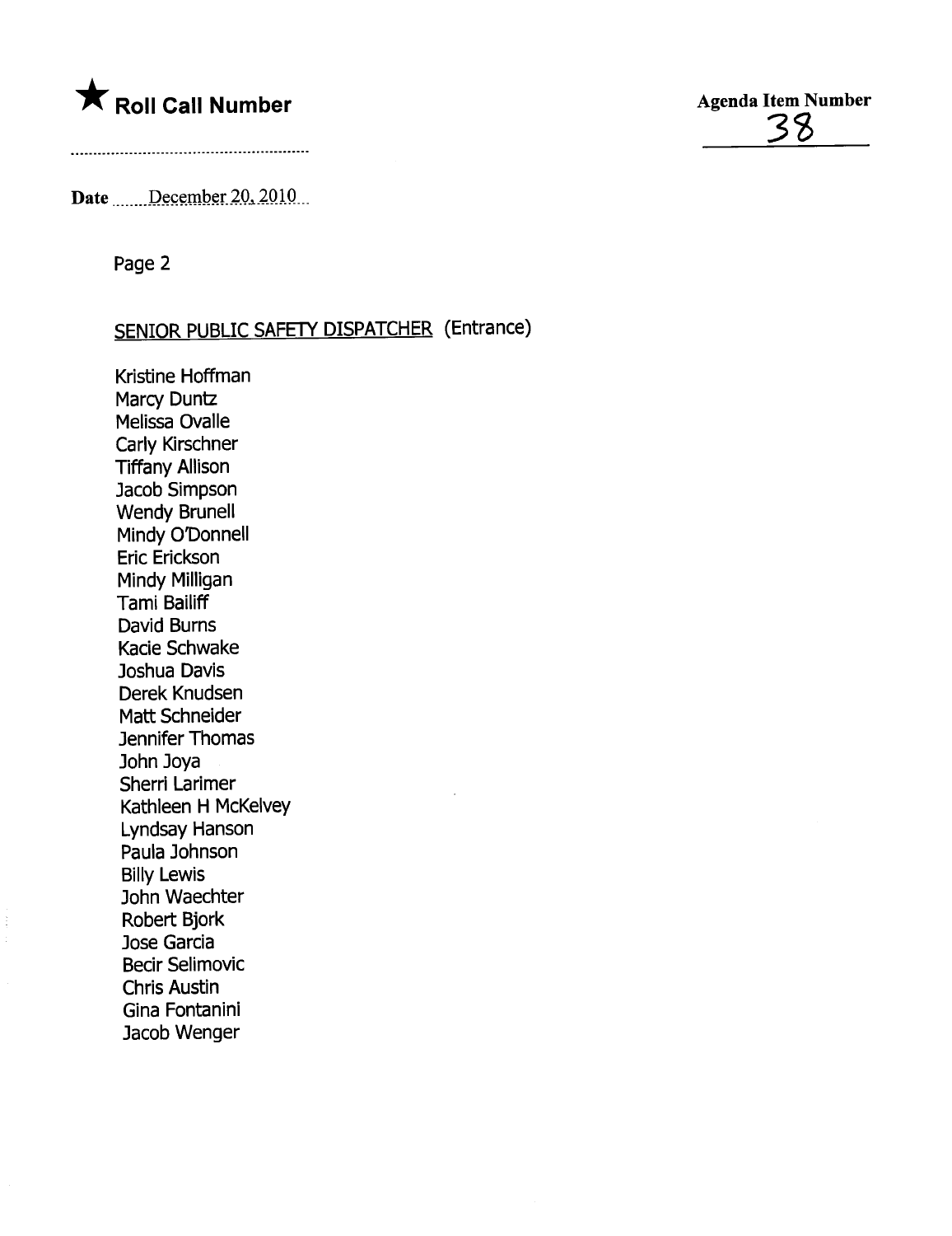★ **Roll Call Number**

**Agenda Item Number**
38

Date December 20, 2010

Page 2

SENIOR PUBLIC SAFETY DISPATCHER (Entrance)

Kristine Hoffman
Marcy Duntz
Melissa Ovalle
Carly Kirschner
Tiffany Allison
Jacob Simpson
Wendy Brunell
Mindy O'Donnell
Eric Erickson
Mindy Milligan
Tami Bailiff
David Burns
Kacie Schwake
Joshua Davis
Derek Knudsen
Matt Schneider
Jennifer Thomas
John Joya
Sherri Larimer
Kathleen H McKelvey
Lyndsay Hanson
Paula Johnson
Billy Lewis
John Waechter
Robert Bjork
Jose Garcia
Becir Selimovic
Chris Austin
Gina Fontanini
Jacob Wenger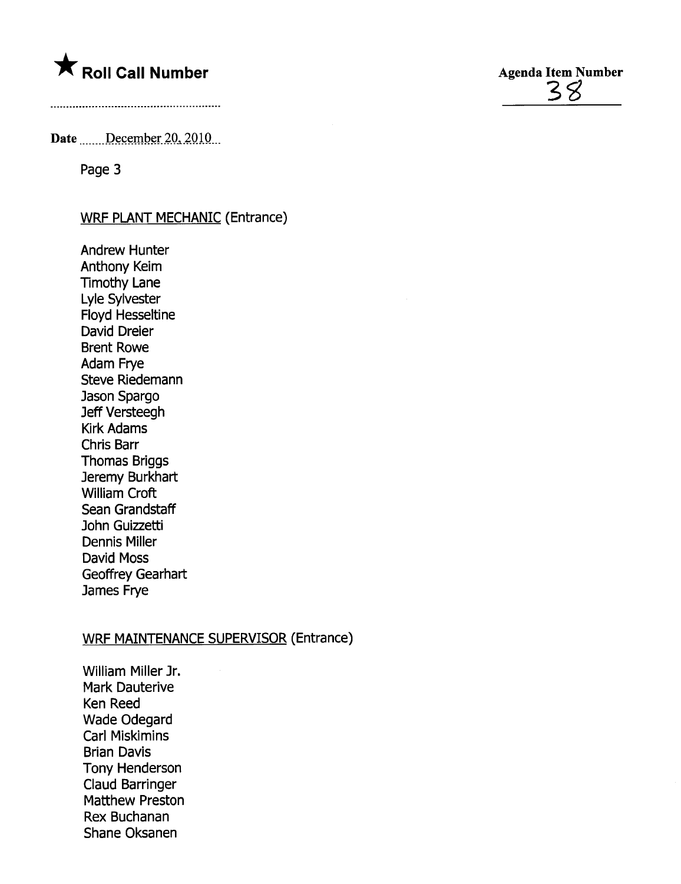★ **Roll Call Number**

**Agenda Item Number**
38

Date December 20, 2010

Page 3

WRF PLANT MECHANIC (Entrance)

Andrew Hunter
Anthony Keim
Timothy Lane
Lyle Sylvester
Floyd Hesseltine
David Dreier
Brent Rowe
Adam Frye
Steve Riedemann
Jason Spargo
Jeff Versteegh
Kirk Adams
Chris Barr
Thomas Briggs
Jeremy Burkhart
William Croft
Sean Grandstaff
John Guizzetti
Dennis Miller
David Moss
Geoffrey Gearhart
James Frye

WRF MAINTENANCE SUPERVISOR (Entrance)

William Miller Jr.
Mark Dauterive
Ken Reed
Wade Odegard
Carl Miskimins
Brian Davis
Tony Henderson
Claud Barringer
Matthew Preston
Rex Buchanan
Shane Oksanen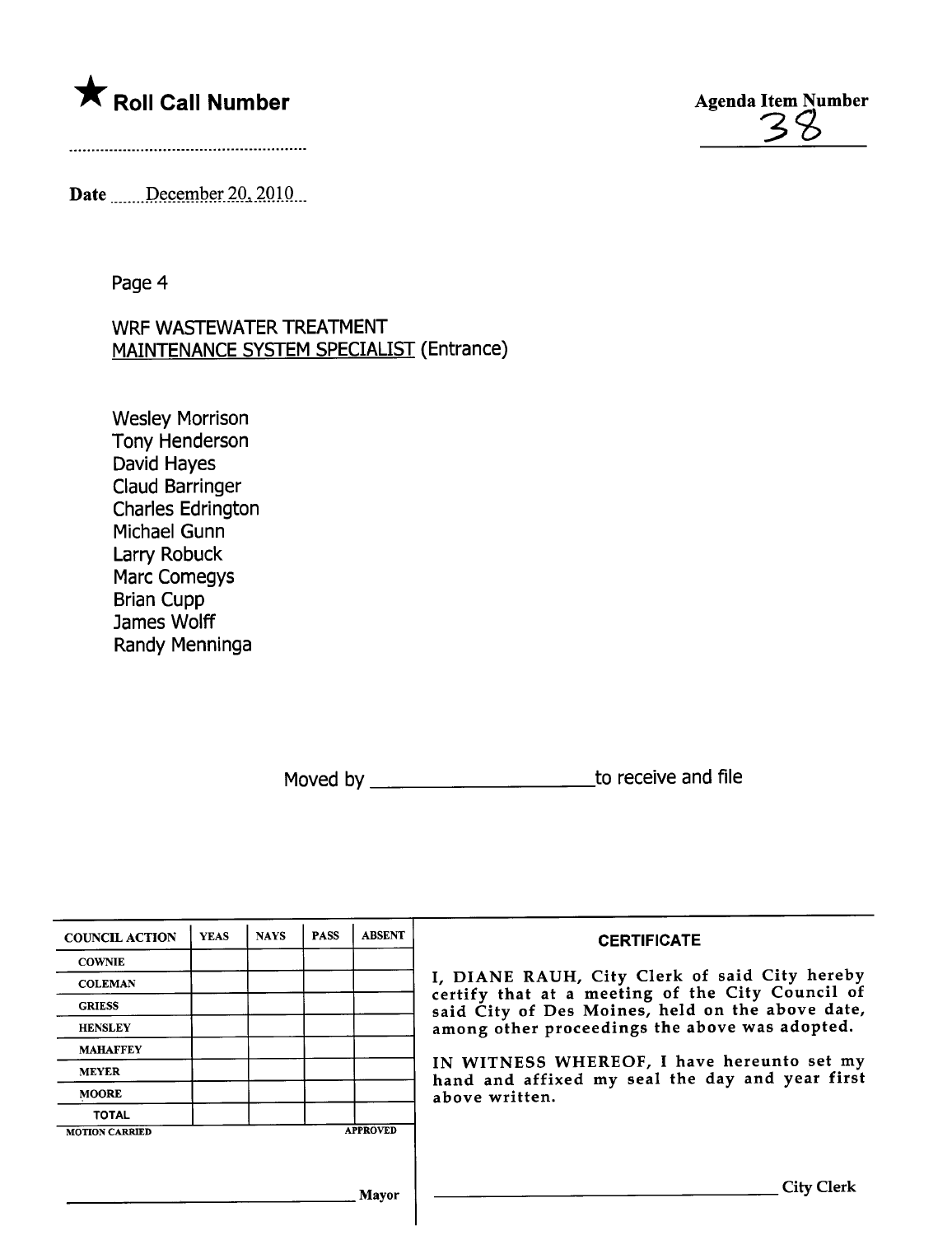★ **Roll Call Number**

**Agenda Item Number**
38

Date December 20, 2010

Page 4

WRF WASTEWATER TREATMENT
MAINTENANCE SYSTEM SPECIALIST (Entrance)

Wesley Morrison
Tony Henderson
David Hayes
Claud Barringer
Charles Edrington
Michael Gunn
Larry Robuck
Marc Comegys
Brian Cupp
James Wolff
Randy Menninga

Moved by ____________________ to receive and file

| COUNCIL ACTION | YEAS | NAYS | PASS | ABSENT |
|---|---|---|---|---|
| COWNIE | | | | |
| COLEMAN | | | | |
| GRIESS | | | | |
| HENSLEY | | | | |
| MAHAFFEY | | | | |
| MEYER | | | | |
| MOORE | | | | |
| TOTAL | | | | |

MOTION CARRIED APPROVED

____________________ Mayor

**CERTIFICATE**

I, DIANE RAUH, City Clerk of said City hereby certify that at a meeting of the City Council of said City of Des Moines, held on the above date, among other proceedings the above was adopted.

IN WITNESS WHEREOF, I have hereunto set my hand and affixed my seal the day and year first above written.

____________________ City Clerk